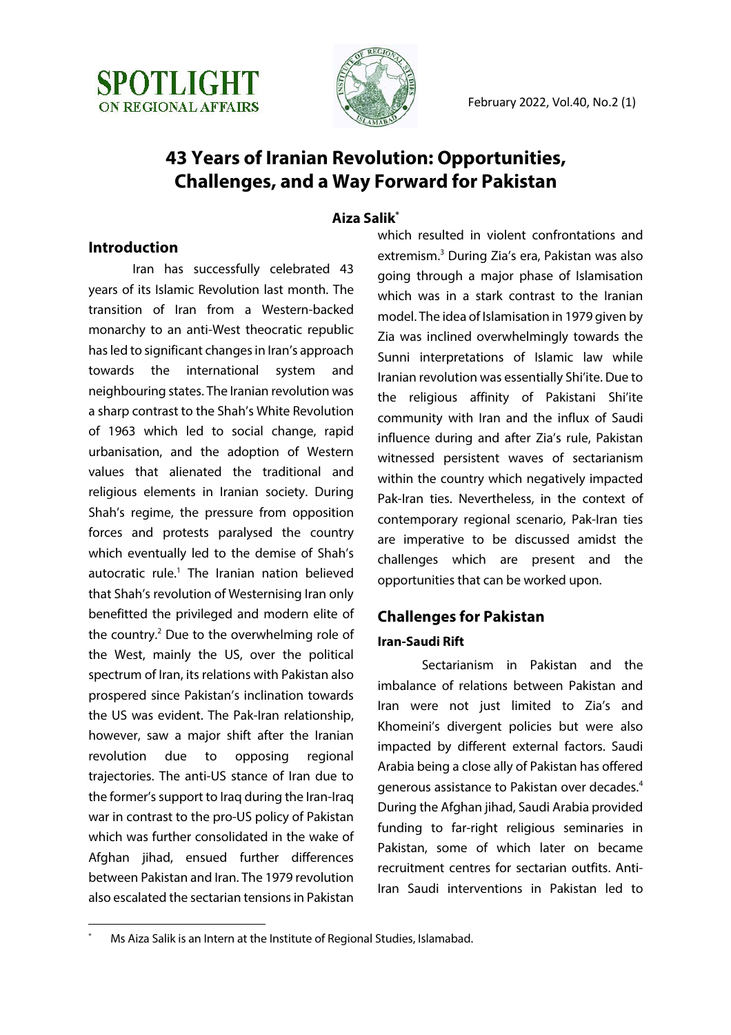# 43 Years of Iranian Revolution: Opportunities, Challenges, and a Way Forward for Pakistan

**Aiza Salik***

## Introduction

Iran has successfully celebrated 43 years of its Islamic Revolution last month. The transition of Iran from a Western-backed monarchy to an anti-West theocratic republic has led to significant changes in Iran's approach towards the international system and neighbouring states. The Iranian revolution was a sharp contrast to the Shah's White Revolution of 1963 which led to social change, rapid urbanisation, and the adoption of Western values that alienated the traditional and religious elements in Iranian society. During Shah's regime, the pressure from opposition forces and protests paralysed the country which eventually led to the demise of Shah's autocratic rule.[1] The Iranian nation believed that Shah's revolution of Westernising Iran only benefitted the privileged and modern elite of the country.[2] Due to the overwhelming role of the West, mainly the US, over the political spectrum of Iran, its relations with Pakistan also prospered since Pakistan's inclination towards the US was evident. The Pak-Iran relationship, however, saw a major shift after the Iranian revolution due to opposing regional trajectories. The anti-US stance of Iran due to the former's support to Iraq during the Iran-Iraq war in contrast to the pro-US policy of Pakistan which was further consolidated in the wake of Afghan jihad, ensued further differences between Pakistan and Iran. The 1979 revolution also escalated the sectarian tensions in Pakistan which resulted in violent confrontations and extremism.[3] During Zia's era, Pakistan was also going through a major phase of Islamisation which was in a stark contrast to the Iranian model. The idea of Islamisation in 1979 given by Zia was inclined overwhelmingly towards the Sunni interpretations of Islamic law while Iranian revolution was essentially Shi'ite. Due to the religious affinity of Pakistani Shi'ite community with Iran and the influx of Saudi influence during and after Zia's rule, Pakistan witnessed persistent waves of sectarianism within the country which negatively impacted Pak-Iran ties. Nevertheless, in the context of contemporary regional scenario, Pak-Iran ties are imperative to be discussed amidst the challenges which are present and the opportunities that can be worked upon.

## Challenges for Pakistan

### Iran-Saudi Rift

Sectarianism in Pakistan and the imbalance of relations between Pakistan and Iran were not just limited to Zia's and Khomeini's divergent policies but were also impacted by different external factors. Saudi Arabia being a close ally of Pakistan has offered generous assistance to Pakistan over decades.[4] During the Afghan jihad, Saudi Arabia provided funding to far-right religious seminaries in Pakistan, some of which later on became recruitment centres for sectarian outfits. Anti-Iran Saudi interventions in Pakistan led to

---

\* Ms Aiza Salik is an Intern at the Institute of Regional Studies, Islamabad.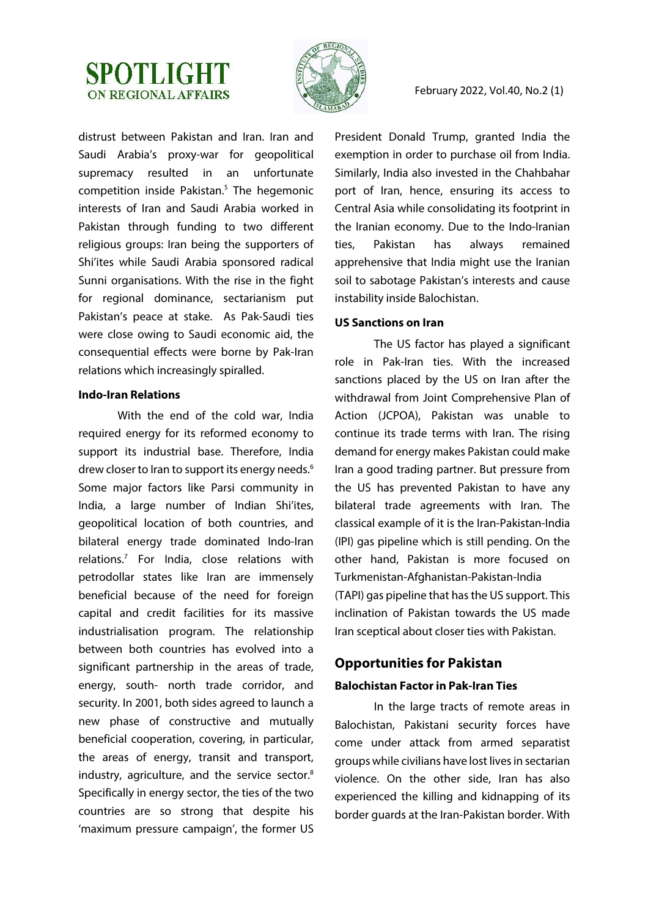distrust between Pakistan and Iran. Iran and Saudi Arabia's proxy-war for geopolitical supremacy resulted in an unfortunate competition inside Pakistan.[5] The hegemonic interests of Iran and Saudi Arabia worked in Pakistan through funding to two different religious groups: Iran being the supporters of Shi'ites while Saudi Arabia sponsored radical Sunni organisations. With the rise in the fight for regional dominance, sectarianism put Pakistan's peace at stake. As Pak-Saudi ties were close owing to Saudi economic aid, the consequential effects were borne by Pak-Iran relations which increasingly spiralled.

**Indo-Iran Relations**

With the end of the cold war, India required energy for its reformed economy to support its industrial base. Therefore, India drew closer to Iran to support its energy needs.[6] Some major factors like Parsi community in India, a large number of Indian Shi'ites, geopolitical location of both countries, and bilateral energy trade dominated Indo-Iran relations.[7] For India, close relations with petrodollar states like Iran are immensely beneficial because of the need for foreign capital and credit facilities for its massive industrialisation program. The relationship between both countries has evolved into a significant partnership in the areas of trade, energy, south- north trade corridor, and security. In 2001, both sides agreed to launch a new phase of constructive and mutually beneficial cooperation, covering, in particular, the areas of energy, transit and transport, industry, agriculture, and the service sector.[8] Specifically in energy sector, the ties of the two countries are so strong that despite his 'maximum pressure campaign', the former US President Donald Trump, granted India the exemption in order to purchase oil from India. Similarly, India also invested in the Chahbahar port of Iran, hence, ensuring its access to Central Asia while consolidating its footprint in the Iranian economy. Due to the Indo-Iranian ties, Pakistan has always remained apprehensive that India might use the Iranian soil to sabotage Pakistan's interests and cause instability inside Balochistan.

**US Sanctions on Iran**

The US factor has played a significant role in Pak-Iran ties. With the increased sanctions placed by the US on Iran after the withdrawal from Joint Comprehensive Plan of Action (JCPOA), Pakistan was unable to continue its trade terms with Iran. The rising demand for energy makes Pakistan could make Iran a good trading partner. But pressure from the US has prevented Pakistan to have any bilateral trade agreements with Iran. The classical example of it is the Iran-Pakistan-India (IPI) gas pipeline which is still pending. On the other hand, Pakistan is more focused on Turkmenistan-Afghanistan-Pakistan-India (TAPI) gas pipeline that has the US support. This inclination of Pakistan towards the US made Iran sceptical about closer ties with Pakistan.

## Opportunities for Pakistan

**Balochistan Factor in Pak-Iran Ties**

In the large tracts of remote areas in Balochistan, Pakistani security forces have come under attack from armed separatist groups while civilians have lost lives in sectarian violence. On the other side, Iran has also experienced the killing and kidnapping of its border guards at the Iran-Pakistan border. With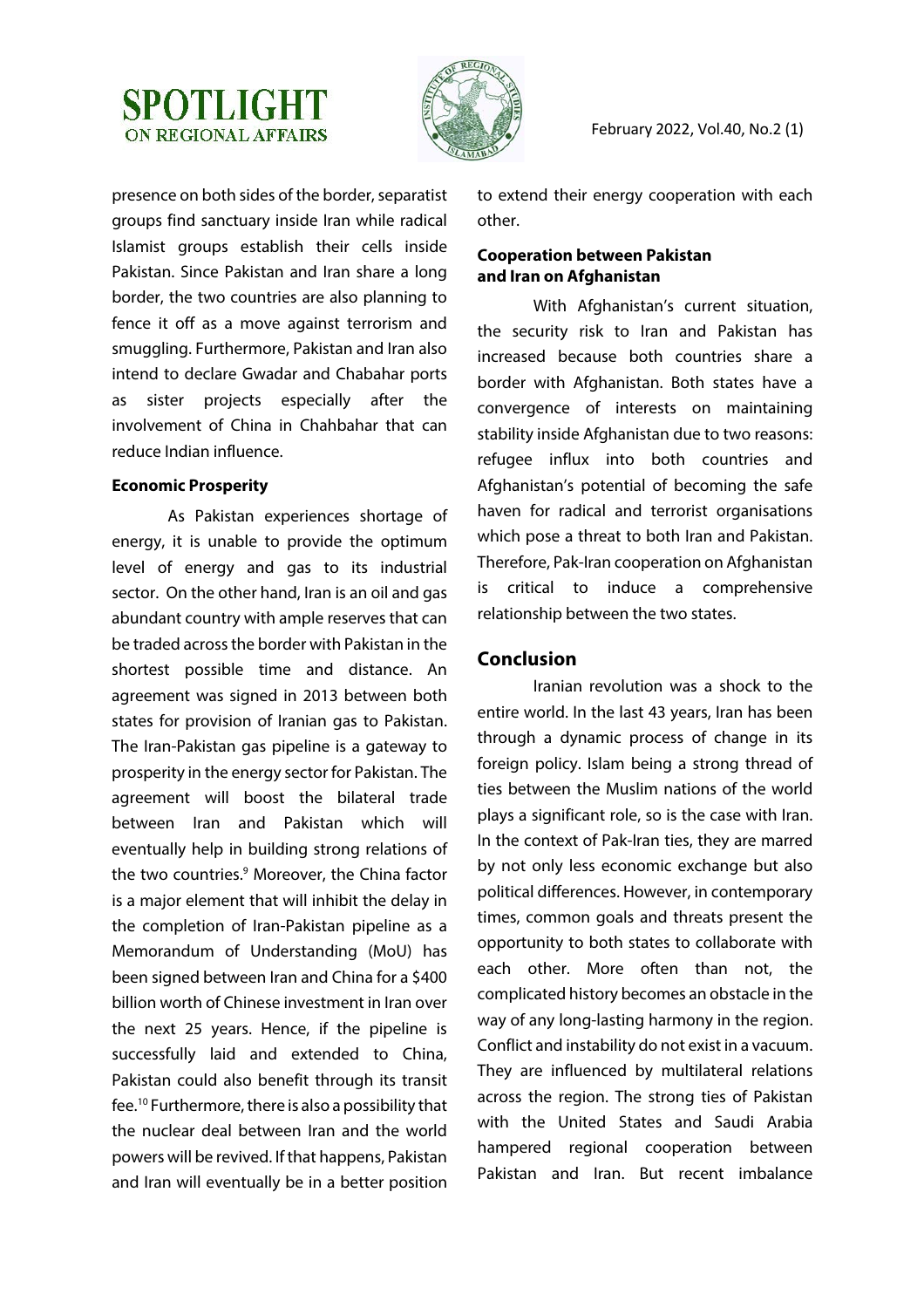presence on both sides of the border, separatist groups find sanctuary inside Iran while radical Islamist groups establish their cells inside Pakistan. Since Pakistan and Iran share a long border, the two countries are also planning to fence it off as a move against terrorism and smuggling. Furthermore, Pakistan and Iran also intend to declare Gwadar and Chabahar ports as sister projects especially after the involvement of China in Chahbahar that can reduce Indian influence.

**Economic Prosperity**

As Pakistan experiences shortage of energy, it is unable to provide the optimum level of energy and gas to its industrial sector. On the other hand, Iran is an oil and gas abundant country with ample reserves that can be traded across the border with Pakistan in the shortest possible time and distance. An agreement was signed in 2013 between both states for provision of Iranian gas to Pakistan. The Iran-Pakistan gas pipeline is a gateway to prosperity in the energy sector for Pakistan. The agreement will boost the bilateral trade between Iran and Pakistan which will eventually help in building strong relations of the two countries.[9] Moreover, the China factor is a major element that will inhibit the delay in the completion of Iran-Pakistan pipeline as a Memorandum of Understanding (MoU) has been signed between Iran and China for a $400 billion worth of Chinese investment in Iran over the next 25 years. Hence, if the pipeline is successfully laid and extended to China, Pakistan could also benefit through its transit fee.[10] Furthermore, there is also a possibility that the nuclear deal between Iran and the world powers will be revived. If that happens, Pakistan and Iran will eventually be in a better position to extend their energy cooperation with each other.

**Cooperation between Pakistan and Iran on Afghanistan**

With Afghanistan's current situation, the security risk to Iran and Pakistan has increased because both countries share a border with Afghanistan. Both states have a convergence of interests on maintaining stability inside Afghanistan due to two reasons: refugee influx into both countries and Afghanistan's potential of becoming the safe haven for radical and terrorist organisations which pose a threat to both Iran and Pakistan. Therefore, Pak-Iran cooperation on Afghanistan is critical to induce a comprehensive relationship between the two states.

## Conclusion

Iranian revolution was a shock to the entire world. In the last 43 years, Iran has been through a dynamic process of change in its foreign policy. Islam being a strong thread of ties between the Muslim nations of the world plays a significant role, so is the case with Iran. In the context of Pak-Iran ties, they are marred by not only less economic exchange but also political differences. However, in contemporary times, common goals and threats present the opportunity to both states to collaborate with each other. More often than not, the complicated history becomes an obstacle in the way of any long-lasting harmony in the region. Conflict and instability do not exist in a vacuum. They are influenced by multilateral relations across the region. The strong ties of Pakistan with the United States and Saudi Arabia hampered regional cooperation between Pakistan and Iran. But recent imbalance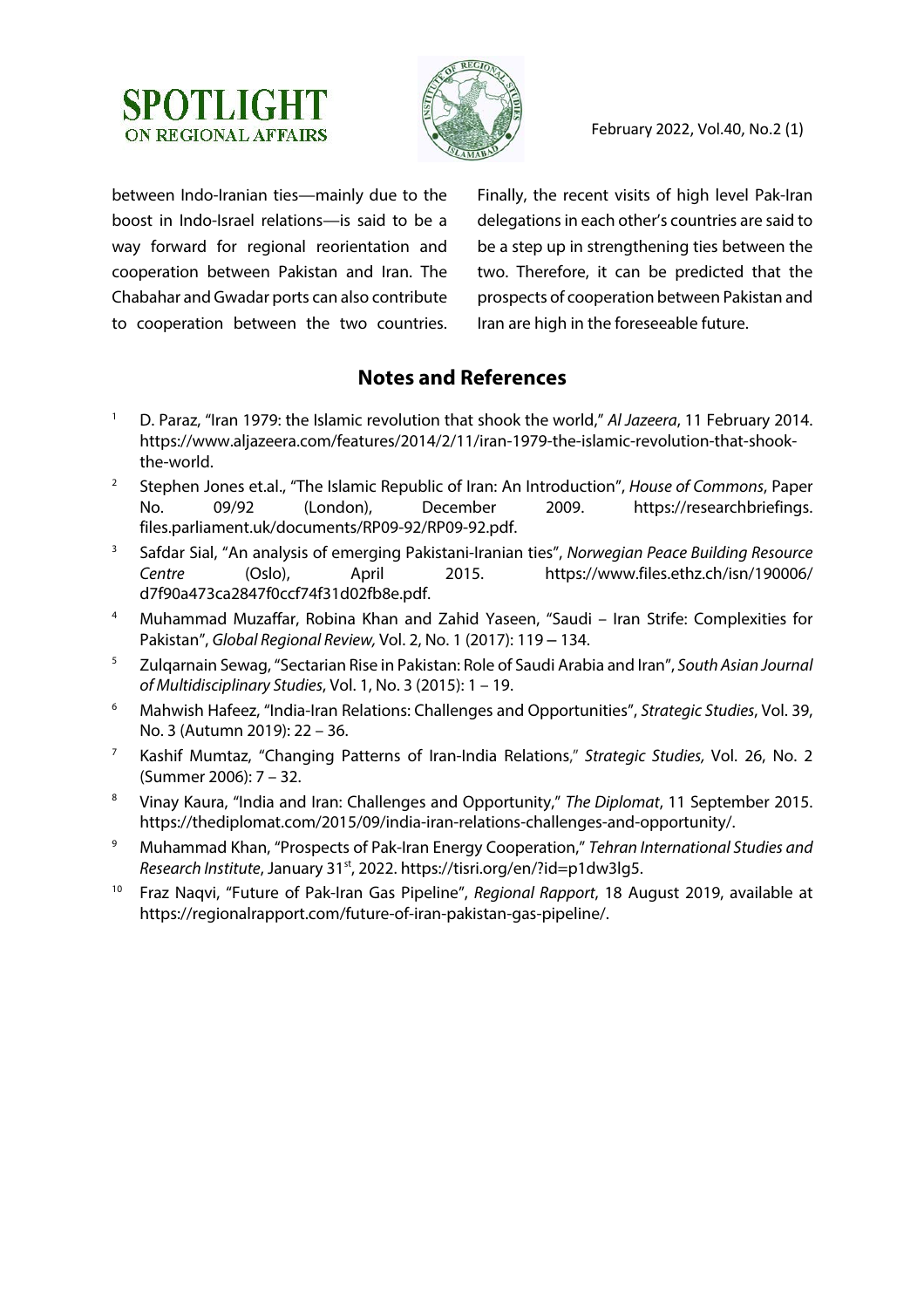between Indo-Iranian ties—mainly due to the boost in Indo-Israel relations—is said to be a way forward for regional reorientation and cooperation between Pakistan and Iran. The Chabahar and Gwadar ports can also contribute to cooperation between the two countries. Finally, the recent visits of high level Pak-Iran delegations in each other's countries are said to be a step up in strengthening ties between the two. Therefore, it can be predicted that the prospects of cooperation between Pakistan and Iran are high in the foreseeable future.

## Notes and References

1. D. Paraz, "Iran 1979: the Islamic revolution that shook the world," *Al Jazeera*, 11 February 2014. https://www.aljazeera.com/features/2014/2/11/iran-1979-the-islamic-revolution-that-shook-the-world.
2. Stephen Jones et.al., "The Islamic Republic of Iran: An Introduction", *House of Commons*, Paper No. 09/92 (London), December 2009. https://researchbriefings.files.parliament.uk/documents/RP09-92/RP09-92.pdf.
3. Safdar Sial, "An analysis of emerging Pakistani-Iranian ties", *Norwegian Peace Building Resource Centre* (Oslo), April 2015. https://www.files.ethz.ch/isn/190006/d7f90a473ca2847f0ccf74f31d02fb8e.pdf.
4. Muhammad Muzaffar, Robina Khan and Zahid Yaseen, "Saudi – Iran Strife: Complexities for Pakistan", *Global Regional Review,* Vol. 2, No. 1 (2017): 119 – 134.
5. Zulqarnain Sewag, "Sectarian Rise in Pakistan: Role of Saudi Arabia and Iran", *South Asian Journal of Multidisciplinary Studies*, Vol. 1, No. 3 (2015): 1 – 19.
6. Mahwish Hafeez, "India-Iran Relations: Challenges and Opportunities", *Strategic Studies*, Vol. 39, No. 3 (Autumn 2019): 22 – 36.
7. Kashif Mumtaz, "Changing Patterns of Iran-India Relations," *Strategic Studies,* Vol. 26, No. 2 (Summer 2006): 7 – 32.
8. Vinay Kaura, "India and Iran: Challenges and Opportunity," *The Diplomat*, 11 September 2015. https://thediplomat.com/2015/09/india-iran-relations-challenges-and-opportunity/.
9. Muhammad Khan, "Prospects of Pak-Iran Energy Cooperation," *Tehran International Studies and Research Institute*, January 31st, 2022. https://tisri.org/en/?id=p1dw3lg5.
10. Fraz Naqvi, "Future of Pak-Iran Gas Pipeline", *Regional Rapport*, 18 August 2019, available at https://regionalrapport.com/future-of-iran-pakistan-gas-pipeline/.